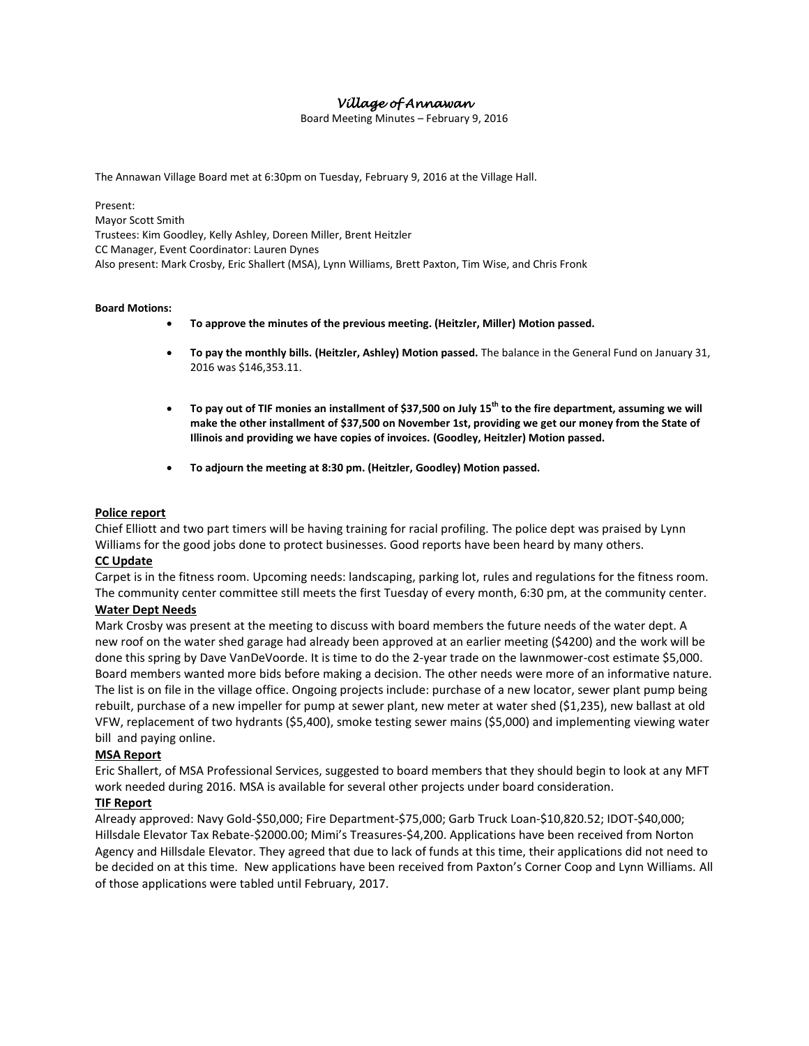# *Village of Annawan*

Board Meeting Minutes – February 9, 2016

The Annawan Village Board met at 6:30pm on Tuesday, February 9, 2016 at the Village Hall.

Present:
Mayor Scott Smith
Trustees: Kim Goodley, Kelly Ashley, Doreen Miller, Brent Heitzler
CC Manager, Event Coordinator: Lauren Dynes
Also present: Mark Crosby, Eric Shallert (MSA), Lynn Williams, Brett Paxton, Tim Wise, and Chris Fronk

**Board Motions:**

- **To approve the minutes of the previous meeting. (Heitzler, Miller) Motion passed.**
- **To pay the monthly bills. (Heitzler, Ashley) Motion passed.** The balance in the General Fund on January 31, 2016 was $146,353.11.
- **To pay out of TIF monies an installment of $37,500 on July 15th to the fire department, assuming we will make the other installment of $37,500 on November 1st, providing we get our money from the State of Illinois and providing we have copies of invoices. (Goodley, Heitzler) Motion passed.**
- **To adjourn the meeting at 8:30 pm. (Heitzler, Goodley) Motion passed.**

**<u>Police report</u>**

Chief Elliott and two part timers will be having training for racial profiling. The police dept was praised by Lynn Williams for the good jobs done to protect businesses. Good reports have been heard by many others.

**<u>CC Update</u>**

Carpet is in the fitness room. Upcoming needs: landscaping, parking lot, rules and regulations for the fitness room. The community center committee still meets the first Tuesday of every month, 6:30 pm, at the community center.

**<u>Water Dept Needs</u>**

Mark Crosby was present at the meeting to discuss with board members the future needs of the water dept. A new roof on the water shed garage had already been approved at an earlier meeting ($4200) and the work will be done this spring by Dave VanDeVoorde. It is time to do the 2-year trade on the lawnmower-cost estimate $5,000. Board members wanted more bids before making a decision. The other needs were more of an informative nature. The list is on file in the village office. Ongoing projects include: purchase of a new locator, sewer plant pump being rebuilt, purchase of a new impeller for pump at sewer plant, new meter at water shed ($1,235), new ballast at old VFW, replacement of two hydrants ($5,400), smoke testing sewer mains ($5,000) and implementing viewing water bill and paying online.

**<u>MSA Report</u>**

Eric Shallert, of MSA Professional Services, suggested to board members that they should begin to look at any MFT work needed during 2016. MSA is available for several other projects under board consideration.

**<u>TIF Report</u>**

Already approved: Navy Gold-$50,000; Fire Department-$75,000; Garb Truck Loan-$10,820.52; IDOT-$40,000; Hillsdale Elevator Tax Rebate-$2000.00; Mimi's Treasures-$4,200. Applications have been received from Norton Agency and Hillsdale Elevator. They agreed that due to lack of funds at this time, their applications did not need to be decided on at this time. New applications have been received from Paxton's Corner Coop and Lynn Williams. All of those applications were tabled until February, 2017.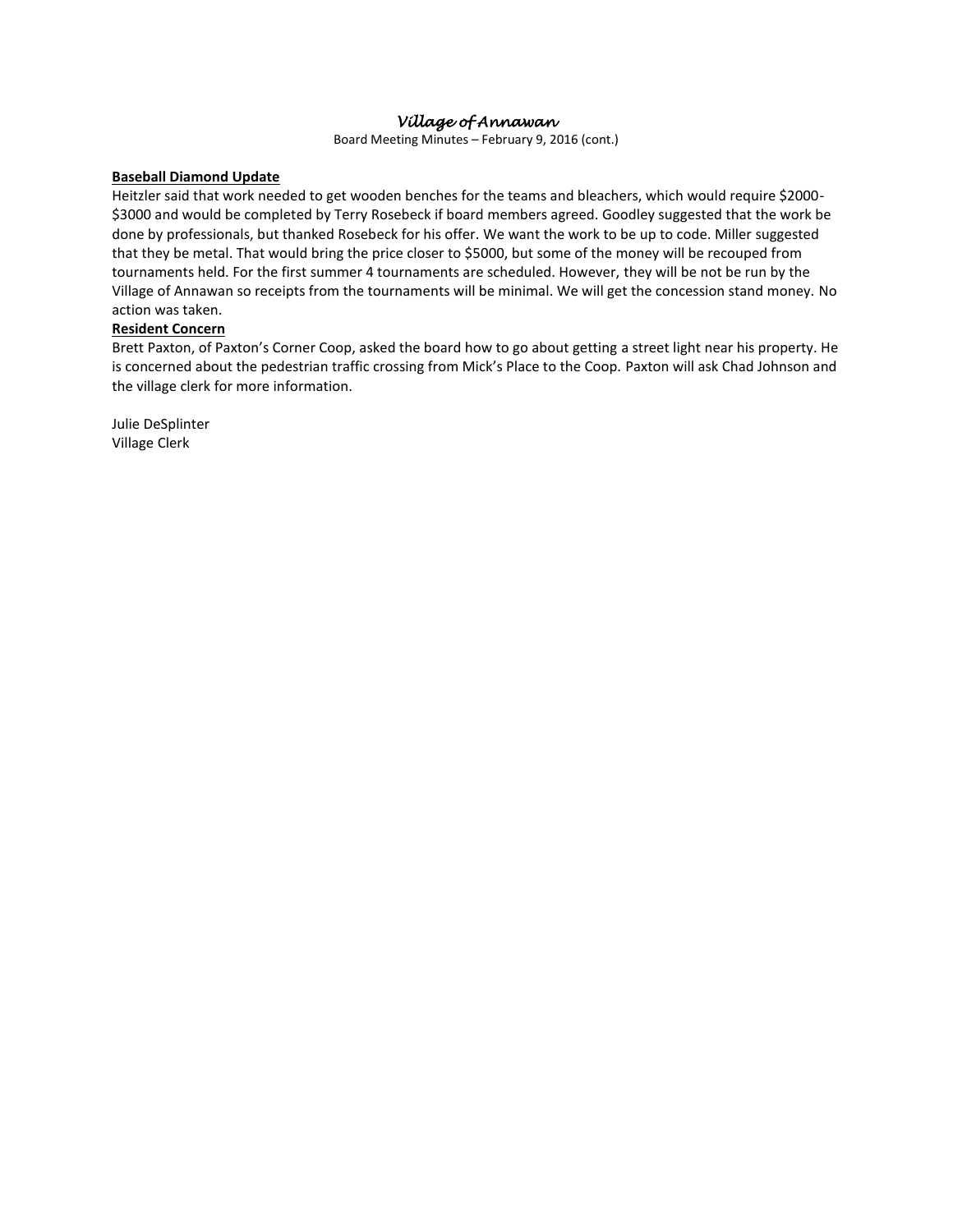*Village of Annawan*

Board Meeting Minutes – February 9, 2016 (cont.)

**Baseball Diamond Update**

Heitzler said that work needed to get wooden benches for the teams and bleachers, which would require $2000-$3000 and would be completed by Terry Rosebeck if board members agreed. Goodley suggested that the work be done by professionals, but thanked Rosebeck for his offer. We want the work to be up to code. Miller suggested that they be metal. That would bring the price closer to $5000, but some of the money will be recouped from tournaments held. For the first summer 4 tournaments are scheduled. However, they will be not be run by the Village of Annawan so receipts from the tournaments will be minimal. We will get the concession stand money. No action was taken.

**Resident Concern**

Brett Paxton, of Paxton's Corner Coop, asked the board how to go about getting a street light near his property. He is concerned about the pedestrian traffic crossing from Mick's Place to the Coop. Paxton will ask Chad Johnson and the village clerk for more information.

Julie DeSplinter
Village Clerk